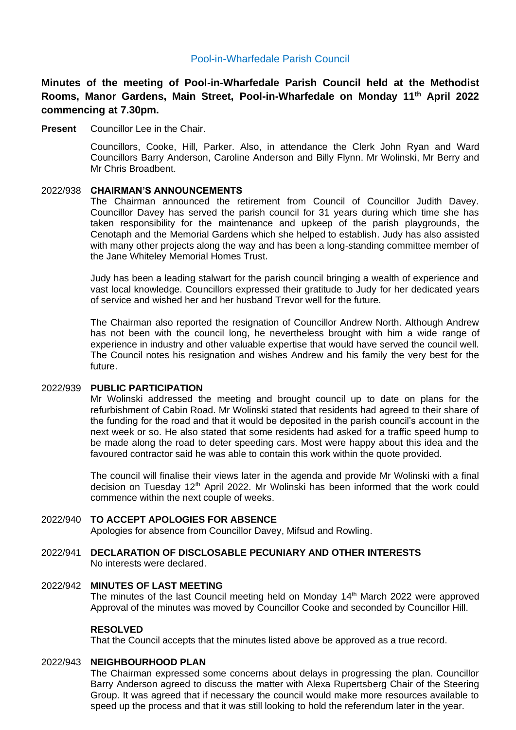Pool-in-Wharfedale Parish Council

**Minutes of the meeting of Pool-in-Wharfedale Parish Council held at the Methodist Rooms, Manor Gardens, Main Street, Pool-in-Wharfedale on Monday 11th April 2022 commencing at 7.30pm.**

**Present** Councillor Lee in the Chair.

Councillors, Cooke, Hill, Parker. Also, in attendance the Clerk John Ryan and Ward Councillors Barry Anderson, Caroline Anderson and Billy Flynn. Mr Wolinski, Mr Berry and Mr Chris Broadbent.

2022/938 **CHAIRMAN'S ANNOUNCEMENTS**

The Chairman announced the retirement from Council of Councillor Judith Davey. Councillor Davey has served the parish council for 31 years during which time she has taken responsibility for the maintenance and upkeep of the parish playgrounds, the Cenotaph and the Memorial Gardens which she helped to establish. Judy has also assisted with many other projects along the way and has been a long-standing committee member of the Jane Whiteley Memorial Homes Trust.

Judy has been a leading stalwart for the parish council bringing a wealth of experience and vast local knowledge. Councillors expressed their gratitude to Judy for her dedicated years of service and wished her and her husband Trevor well for the future.

The Chairman also reported the resignation of Councillor Andrew North. Although Andrew has not been with the council long, he nevertheless brought with him a wide range of experience in industry and other valuable expertise that would have served the council well. The Council notes his resignation and wishes Andrew and his family the very best for the future.

2022/939 **PUBLIC PARTICIPATION**

Mr Wolinski addressed the meeting and brought council up to date on plans for the refurbishment of Cabin Road. Mr Wolinski stated that residents had agreed to their share of the funding for the road and that it would be deposited in the parish council's account in the next week or so. He also stated that some residents had asked for a traffic speed hump to be made along the road to deter speeding cars. Most were happy about this idea and the favoured contractor said he was able to contain this work within the quote provided.

The council will finalise their views later in the agenda and provide Mr Wolinski with a final decision on Tuesday 12th April 2022. Mr Wolinski has been informed that the work could commence within the next couple of weeks.

2022/940 **TO ACCEPT APOLOGIES FOR ABSENCE**

Apologies for absence from Councillor Davey, Mifsud and Rowling.

2022/941 **DECLARATION OF DISCLOSABLE PECUNIARY AND OTHER INTERESTS**

No interests were declared.

2022/942 **MINUTES OF LAST MEETING**

The minutes of the last Council meeting held on Monday 14th March 2022 were approved Approval of the minutes was moved by Councillor Cooke and seconded by Councillor Hill.

**RESOLVED**

That the Council accepts that the minutes listed above be approved as a true record.

2022/943 **NEIGHBOURHOOD PLAN**

The Chairman expressed some concerns about delays in progressing the plan. Councillor Barry Anderson agreed to discuss the matter with Alexa Rupertsberg Chair of the Steering Group. It was agreed that if necessary the council would make more resources available to speed up the process and that it was still looking to hold the referendum later in the year.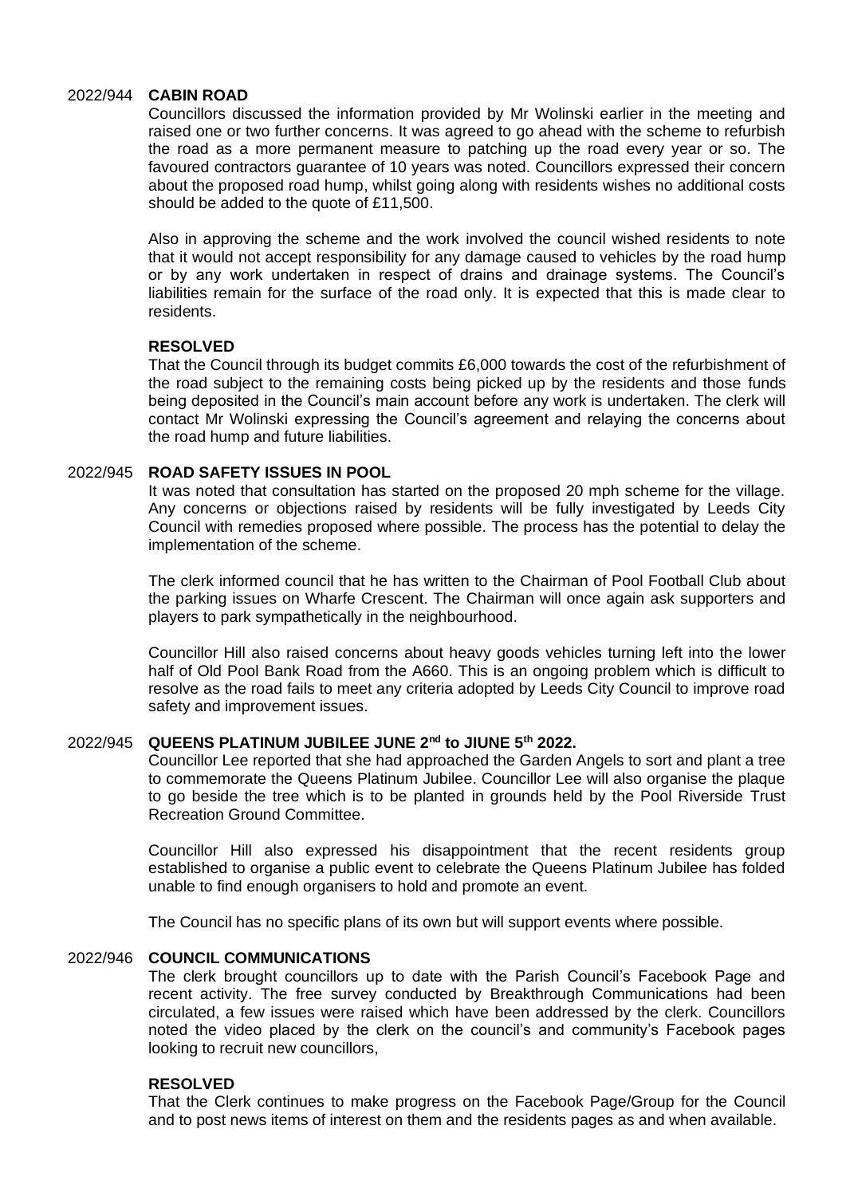## 2022/944 CABIN ROAD

Councillors discussed the information provided by Mr Wolinski earlier in the meeting and raised one or two further concerns. It was agreed to go ahead with the scheme to refurbish the road as a more permanent measure to patching up the road every year or so. The favoured contractors guarantee of 10 years was noted. Councillors expressed their concern about the proposed road hump, whilst going along with residents wishes no additional costs should be added to the quote of £11,500.

Also in approving the scheme and the work involved the council wished residents to note that it would not accept responsibility for any damage caused to vehicles by the road hump or by any work undertaken in respect of drains and drainage systems. The Council's liabilities remain for the surface of the road only. It is expected that this is made clear to residents.

**RESOLVED**

That the Council through its budget commits £6,000 towards the cost of the refurbishment of the road subject to the remaining costs being picked up by the residents and those funds being deposited in the Council's main account before any work is undertaken. The clerk will contact Mr Wolinski expressing the Council's agreement and relaying the concerns about the road hump and future liabilities.

## 2022/945 ROAD SAFETY ISSUES IN POOL

It was noted that consultation has started on the proposed 20 mph scheme for the village. Any concerns or objections raised by residents will be fully investigated by Leeds City Council with remedies proposed where possible. The process has the potential to delay the implementation of the scheme.

The clerk informed council that he has written to the Chairman of Pool Football Club about the parking issues on Wharfe Crescent. The Chairman will once again ask supporters and players to park sympathetically in the neighbourhood.

Councillor Hill also raised concerns about heavy goods vehicles turning left into the lower half of Old Pool Bank Road from the A660. This is an ongoing problem which is difficult to resolve as the road fails to meet any criteria adopted by Leeds City Council to improve road safety and improvement issues.

## 2022/945 QUEENS PLATINUM JUBILEE JUNE 2nd to JIUNE 5th 2022.

Councillor Lee reported that she had approached the Garden Angels to sort and plant a tree to commemorate the Queens Platinum Jubilee. Councillor Lee will also organise the plaque to go beside the tree which is to be planted in grounds held by the Pool Riverside Trust Recreation Ground Committee.

Councillor Hill also expressed his disappointment that the recent residents group established to organise a public event to celebrate the Queens Platinum Jubilee has folded unable to find enough organisers to hold and promote an event.

The Council has no specific plans of its own but will support events where possible.

## 2022/946 COUNCIL COMMUNICATIONS

The clerk brought councillors up to date with the Parish Council's Facebook Page and recent activity. The free survey conducted by Breakthrough Communications had been circulated, a few issues were raised which have been addressed by the clerk. Councillors noted the video placed by the clerk on the council's and community's Facebook pages looking to recruit new councillors,

**RESOLVED**

That the Clerk continues to make progress on the Facebook Page/Group for the Council and to post news items of interest on them and the residents pages as and when available.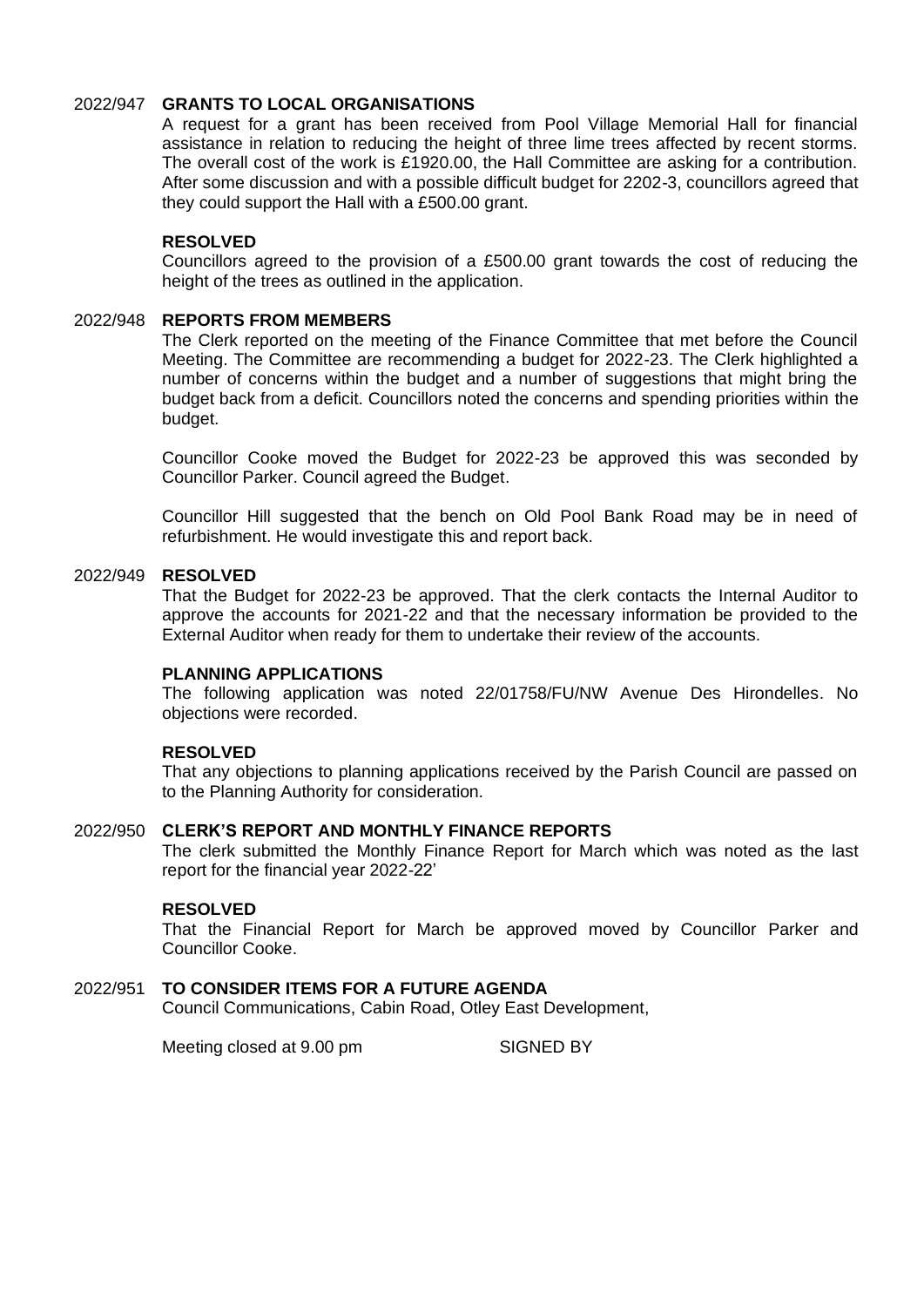2022/947 **GRANTS TO LOCAL ORGANISATIONS**

A request for a grant has been received from Pool Village Memorial Hall for financial assistance in relation to reducing the height of three lime trees affected by recent storms. The overall cost of the work is £1920.00, the Hall Committee are asking for a contribution. After some discussion and with a possible difficult budget for 2202-3, councillors agreed that they could support the Hall with a £500.00 grant.

**RESOLVED**

Councillors agreed to the provision of a £500.00 grant towards the cost of reducing the height of the trees as outlined in the application.

2022/948 **REPORTS FROM MEMBERS**

The Clerk reported on the meeting of the Finance Committee that met before the Council Meeting. The Committee are recommending a budget for 2022-23. The Clerk highlighted a number of concerns within the budget and a number of suggestions that might bring the budget back from a deficit. Councillors noted the concerns and spending priorities within the budget.

Councillor Cooke moved the Budget for 2022-23 be approved this was seconded by Councillor Parker. Council agreed the Budget.

Councillor Hill suggested that the bench on Old Pool Bank Road may be in need of refurbishment. He would investigate this and report back.

2022/949 **RESOLVED**

That the Budget for 2022-23 be approved. That the clerk contacts the Internal Auditor to approve the accounts for 2021-22 and that the necessary information be provided to the External Auditor when ready for them to undertake their review of the accounts.

**PLANNING APPLICATIONS**

The following application was noted 22/01758/FU/NW Avenue Des Hirondelles. No objections were recorded.

**RESOLVED**

That any objections to planning applications received by the Parish Council are passed on to the Planning Authority for consideration.

2022/950 **CLERK'S REPORT AND MONTHLY FINANCE REPORTS**

The clerk submitted the Monthly Finance Report for March which was noted as the last report for the financial year 2022-22'

**RESOLVED**

That the Financial Report for March be approved moved by Councillor Parker and Councillor Cooke.

2022/951 **TO CONSIDER ITEMS FOR A FUTURE AGENDA**

Council Communications, Cabin Road, Otley East Development,

Meeting closed at 9.00 pm SIGNED BY